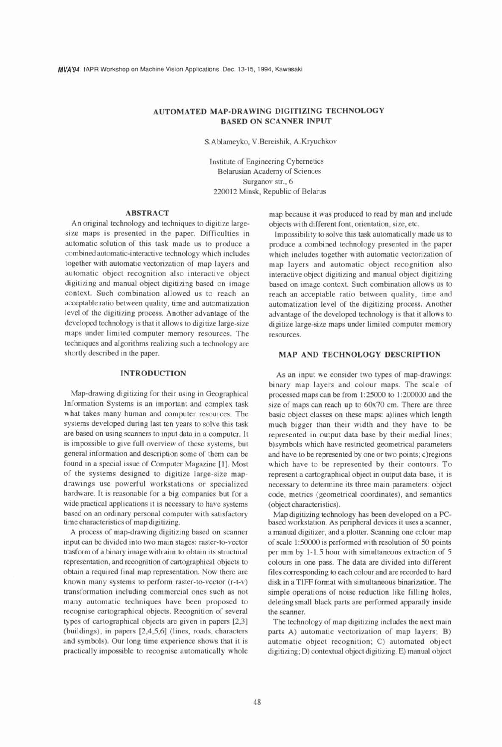# AUTOMATED MAP-DRAWING DIGITIZING TECHNOLOGY BASED ON SCANNER INPUT

S.Ablameyko, V.Bereishik, A.Kryuchkov

Institute of Engineering Cybernetics
Belarusian Academy of Sciences
Surganov str., 6
220012 Minsk, Republic of Belarus

## ABSTRACT

An original technology and techniques to digitize large-size maps is presented in the paper. Difficulties in automatic solution of this task made us to produce a combined automatic-interactive technology which includes together with automatic vectorization of map layers and automatic object recognition also interactive object digitizing and manual object digitizing based on image context. Such combination allowed us to reach an acceptable ratio between quality, time and automatization level of the digitizing process. Another advantage of the developed technology is that it allows to digitize large-size maps under limited computer memory resources. The techniques and algorithms realizing such a technology are shortly described in the paper.

## INTRODUCTION

Map-drawing digitizing for their using in Geographical Information Systems is an important and complex task what takes many human and computer resources. The systems developed during last ten years to solve this task are based on using scanners to input data in a computer. It is impossible to give full overview of these systems, but general information and description some of them can be found in a special issue of Computer Magazine [1]. Most of the systems designed to digitize large-size map-drawings use powerful workstations or specialized hardware. It is reasonable for a big companies but for a wide practical applications it is necessary to have systems based on an ordinary personal computer with satisfactory time characteristics of map digitizing.

A process of map-drawing digitizing based on scanner input can be divided into two main stages: raster-to-vector trasform of a binary image with aim to obtain its structural representation, and recognition of cartographical objects to obtain a required final map representation. Now there are known many systems to perform raster-to-vector (r-t-v) transformation including commercial ones such as not many automatic techniques have been proposed to recognise cartographical objects. Recognition of several types of cartographical objects are given in papers [2,3] (buildings), in papers [2,4,5,6] (lines, roads, characters and symbols). Our long time experience shows that it is practically impossible to recognise automatically whole map because it was produced to read by man and include objects with different font, orientation, size, etc.

Impossibility to solve this task automatically made us to produce a combined technology presented in the paper which includes together with automatic vectorization of map layers and automatic object recognition also interactive object digitizing and manual object digitizing based on image context. Such combination allows us to reach an acceptable ratio between quality, time and automatization level of the digitizing process. Another advantage of the developed technology is that it allows to digitize large-size maps under limited computer memory resources.

## MAP AND TECHNOLOGY DESCRIPTION

As an input we consider two types of map-drawings: binary map layers and colour maps. The scale of processed maps can be from 1:25000 to 1:200000 and the size of maps can reach up to 60x70 cm. There are three basic object classes on these maps: a)lines which length much bigger than their width and they have to be represented in output data base by their medial lines; b)symbols which have restricted geometrical parameters and have to be represented by one or two points; c)regions which have to be represented by their contours. To represent a cartographical object in output data base, it is necessary to determine its three main parameters: object code, metrics (geometrical coordinates), and semantics (object characteristics).

Map digitizing technology has been developed on a PC-based workstation. As peripheral devices it uses a scanner, a manual digitizer, and a plotter. Scanning one colour map of scale 1:50000 is performed with resolution of 50 points per mm by 1-1.5 hour with simultaneous extraction of 5 colours in one pass. The data are divided into different files corresponding to each colour and are recorded to hard disk in a TIFF format with simultaneous binarization. The simple operations of noise reduction like filling holes, deleting small black parts are performed apparatly inside the scanner.

The technology of map digitizing includes the next main parts A) automatic vectorization of map layers; B) automatic object recognition; C) automated object digitizing; D) contextual object digitizing. E) manual object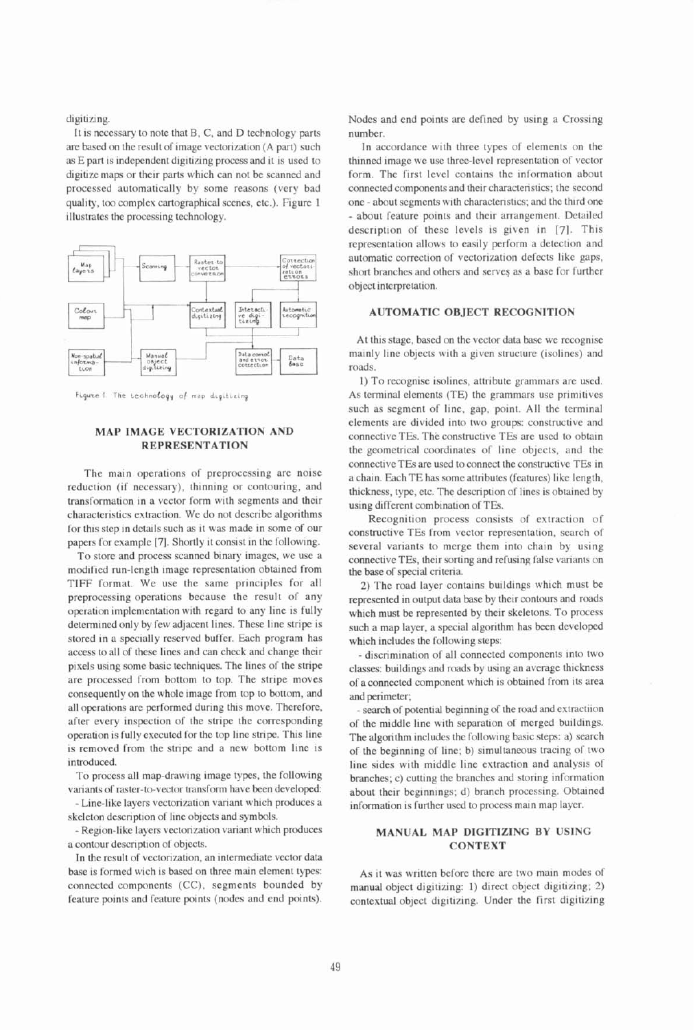digitizing.

It is necessary to note that B, C, and D technology parts are based on the result of image vectorization (A part) such as E part is independent digitizing process and it is used to digitize maps or their parts which can not be scanned and processed automatically by some reasons (very bad quality, too complex cartographical scenes, etc.). Figure 1 illustrates the processing technology.

Figure 1. The technology of map digitizing

## MAP IMAGE VECTORIZATION AND REPRESENTATION

The main operations of preprocessing are noise reduction (if necessary), thinning or contouring, and transformation in a vector form with segments and their characteristics extraction. We do not describe algorithms for this step in details such as it was made in some of our papers for example [7]. Shortly it consist in the following.

To store and process scanned binary images, we use a modified run-length image representation obtained from TIFF format. We use the same principles for all preprocessing operations because the result of any operation implementation with regard to any line is fully determined only by few adjacent lines. These line stripe is stored in a specially reserved buffer. Each program has access to all of these lines and can check and change their pixels using some basic techniques. The lines of the stripe are processed from bottom to top. The stripe moves consequently on the whole image from top to bottom, and all operations are performed during this move. Therefore, after every inspection of the stripe the corresponding operation is fully executed for the top line stripe. This line is removed from the stripe and a new bottom line is introduced.

To process all map-drawing image types, the following variants of raster-to-vector transform have been developed:

- Line-like layers vectorization variant which produces a skeleton description of line objects and symbols.
- Region-like layers vectorization variant which produces a contour description of objects.

In the result of vectorization, an intermediate vector data base is formed wich is based on three main element types: connected components (CC), segments bounded by feature points and feature points (nodes and end points). Nodes and end points are defined by using a Crossing number.

In accordance with three types of elements on the thinned image we use three-level representation of vector form. The first level contains the information about connected components and their characteristics; the second one - about segments with characteristics; and the third one - about feature points and their arrangement. Detailed description of these levels is given in [7]. This representation allows to easily perform a detection and automatic correction of vectorization defects like gaps, short branches and others and serves as a base for further object interpretation.

## AUTOMATIC OBJECT RECOGNITION

At this stage, based on the vector data base we recognise mainly line objects with a given structure (isolines) and roads.

1) To recognise isolines, attribute grammars are used. As terminal elements (TE) the grammars use primitives such as segment of line, gap, point. All the terminal elements are divided into two groups: constructive and connective TEs. The constructive TEs are used to obtain the geometrical coordinates of line objects, and the connective TEs are used to connect the constructive TEs in a chain. Each TE has some attributes (features) like length, thickness, type, etc. The description of lines is obtained by using different combination of TEs.

Recognition process consists of extraction of constructive TEs from vector representation, search of several variants to merge them into chain by using connective TEs, their sorting and refusing false variants on the base of special criteria.

2) The road layer contains buildings which must be represented in output data base by their contours and roads which must be represented by their skeletons. To process such a map layer, a special algorithm has been developed which includes the following basic steps:

- discrimination of all connected components into two classes: buildings and roads by using an average thickness of a connected component which is obtained from its area and perimeter;
- search of potential beginning of the road and extractiion of the middle line with separation of merged buildings. The algorithm includes the following basic steps: a) search of the beginning of line; b) simultaneous tracing of two line sides with middle line extraction and analysis of branches; c) cutting the branches and storing information about their beginnings; d) branch processing. Obtained information is further used to process main map layer.

## MANUAL MAP DIGITIZING BY USING CONTEXT

As it was written before there are two main modes of manual object digitizing: 1) direct object digitizing; 2) contextual object digitizing. Under the first digitizing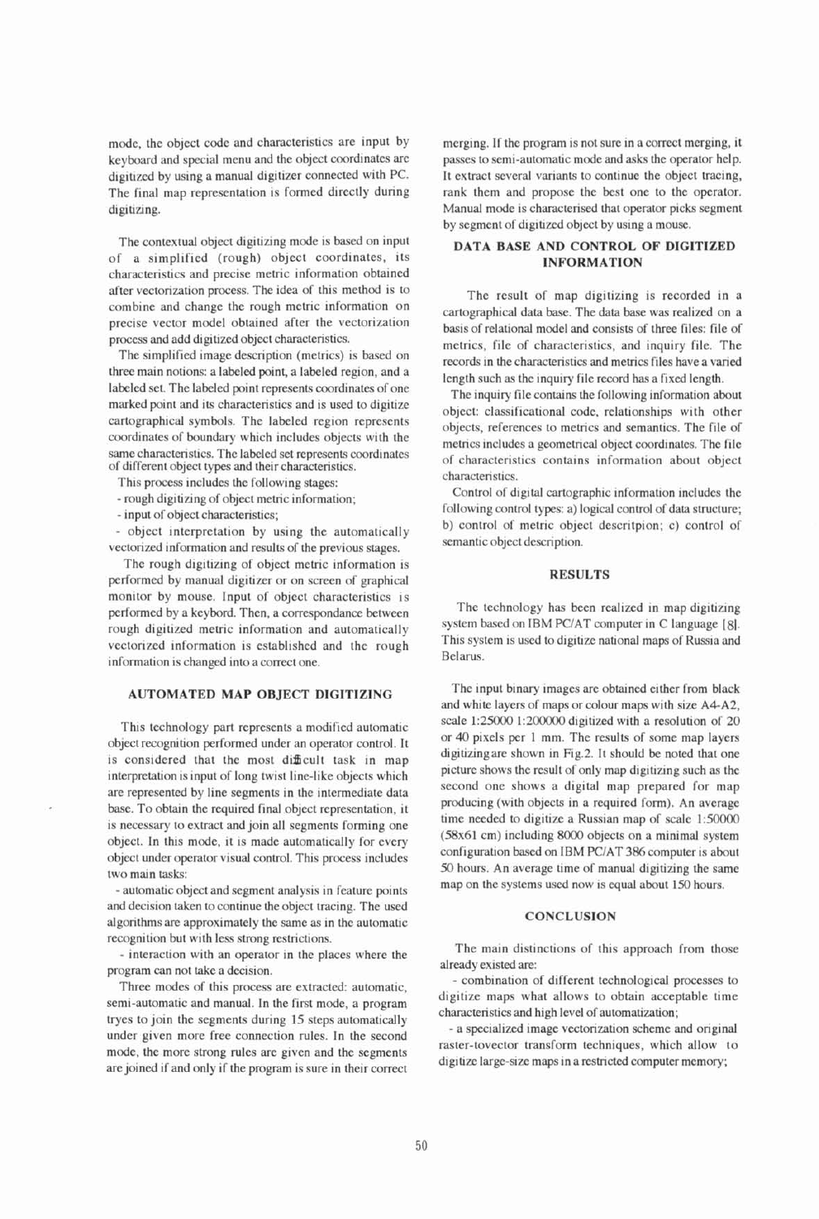mode, the object code and characteristics are input by keyboard and special menu and the object coordinates are digitized by using a manual digitizer connected with PC. The final map representation is formed directly during digitizing.

The contextual object digitizing mode is based on input of a simplified (rough) object coordinates, its characteristics and precise metric information obtained after vectorization process. The idea of this method is to combine and change the rough metric information on precise vector model obtained after the vectorization process and add digitized object characteristics.

The simplified image description (metrics) is based on three main notions: a labeled point, a labeled region, and a labeled set. The labeled point represents coordinates of one marked point and its characteristics and is used to digitize cartographical symbols. The labeled region represents coordinates of boundary which includes objects with the same characteristics. The labeled set represents coordinates of different object types and their characteristics.

This process includes the following stages:

- rough digitizing of object metric information;
- input of object characteristics;
- object interpretation by using the automatically vectorized information and results of the previous stages.

The rough digitizing of object metric information is performed by manual digitizer or on screen of graphical monitor by mouse. Input of object characteristics is performed by a keybord. Then, a correspondance between rough digitized metric information and automatically vectorized information is established and the rough information is changed into a correct one.

## AUTOMATED MAP OBJECT DIGITIZING

This technology part represents a modified automatic object recognition performed under an operator control. It is considered that the most difficult task in map interpretation is input of long twist line-like objects which are represented by line segments in the intermediate data base. To obtain the required final object representation, it is necessary to extract and join all segments forming one object. In this mode, it is made automatically for every object under operator visual control. This process includes two main tasks:

- automatic object and segment analysis in feature points and decision taken to continue the object tracing. The used algorithms are approximately the same as in the automatic recognition but with less strong restrictions.
- interaction with an operator in the places where the program can not take a decision.

Three modes of this process are extracted: automatic, semi-automatic and manual. In the first mode, a program tryes to join the segments during 15 steps automatically under given more free connection rules. In the second mode, the more strong rules are given and the segments are joined if and only if the program is sure in their correct merging. If the program is not sure in a correct merging, it passes to semi-automatic mode and asks the operator help. It extract several variants to continue the object tracing, rank them and propose the best one to the operator. Manual mode is characterised that operator picks segment by segment of digitized object by using a mouse.

## DATA BASE AND CONTROL OF DIGITIZED INFORMATION

The result of map digitizing is recorded in a cartographical data base. The data base was realized on a basis of relational model and consists of three files: file of metrics, file of characteristics, and inquiry file. The records in the characteristics and metrics files have a varied length such as the inquiry file record has a fixed length.

The inquiry file contains the following information about object: classificational code, relationships with other objects, references to metrics and semantics. The file of metrics includes a geometrical object coordinates. The file of characteristics contains information about object characteristics.

Control of digital cartographic information includes the following control types: a) logical control of data structure; b) control of metric object descritpion; c) control of semantic object description.

## RESULTS

The technology has been realized in map digitizing system based on IBM PC/AT computer in C language [8]. This system is used to digitize national maps of Russia and Belarus.

The input binary images are obtained either from black and white layers of maps or colour maps with size A4-A2, scale 1:25000 1:200000 digitized with a resolution of 20 or 40 pixels per 1 mm. The results of some map layers digitizing are shown in Fig.2. It should be noted that one picture shows the result of only map digitizing such as the second one shows a digital map prepared for map producing (with objects in a required form). An average time needed to digitize a Russian map of scale 1:50000 (58x61 cm) including 8000 objects on a minimal system configuration based on IBM PC/AT 386 computer is about 50 hours. An average time of manual digitizing the same map on the systems used now is equal about 150 hours.

## CONCLUSION

The main distinctions of this approach from those already existed are:

- combination of different technological processes to digitize maps what allows to obtain acceptable time characteristics and high level of automatization;
- a specialized image vectorization scheme and original raster-tovector transform techniques, which allow to digitize large-size maps in a restricted computer memory;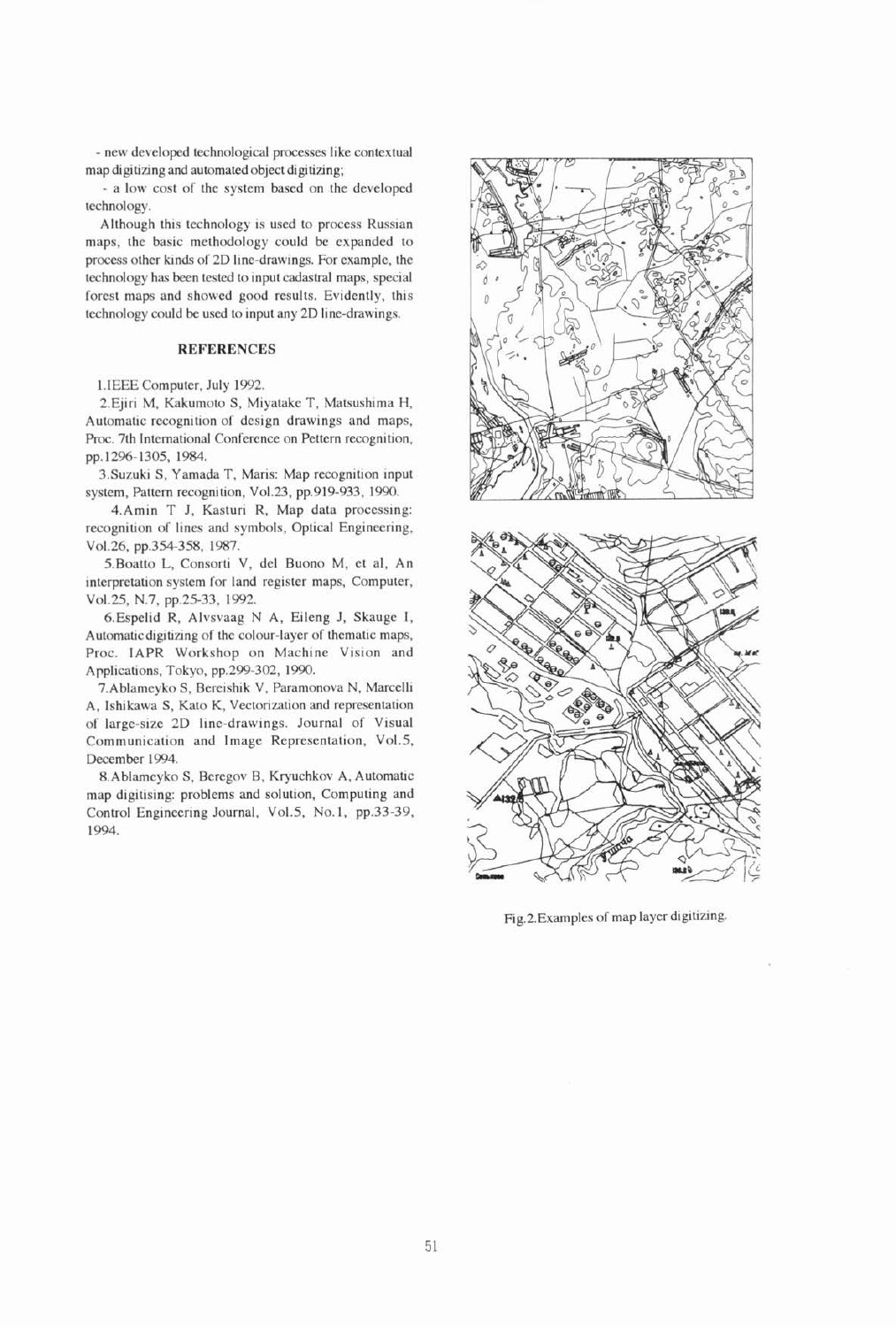- new developed technological processes like contextual map digitizing and automated object digitizing;

- a low cost of the system based on the developed technology.

Although this technology is used to process Russian maps, the basic methodology could be expanded to process other kinds of 2D line-drawings. For example, the technology has been tested to input cadastral maps, special forest maps and showed good results. Evidently, this technology could be used to input any 2D line-drawings.

## REFERENCES

1.IEEE Computer, July 1992.

2.Ejiri M, Kakumoto S, Miyatake T, Matsushima H, Automatic recognition of design drawings and maps, Proc. 7th International Conference on Pettern recognition, pp.1296-1305, 1984.

3.Suzuki S, Yamada T, Maris: Map recognition input system, Pattern recognition, Vol.23, pp.919-933, 1990.

4.Amin T J, Kasturi R, Map data processing: recognition of lines and symbols, Optical Engineering, Vol.26, pp.354-358, 1987.

5.Boatto L, Consorti V, del Buono M, et al, An interpretation system for land register maps, Computer, Vol.25, N.7, pp.25-33, 1992.

6.Espelid R, Alvsvaag N A, Eileng J, Skauge I, Automatic digitizing of the colour-layer of thematic maps, Proc. IAPR Workshop on Machine Vision and Applications, Tokyo, pp.299-302, 1990.

7.Ablameyko S, Bereishik V, Paramonova N, Marcelli A, Ishikawa S, Kato K, Vectorization and representation of large-size 2D line-drawings. Journal of Visual Communication and Image Representation, Vol.5, December 1994.

8.Ablameyko S, Beregov B, Kryuchkov A, Automatic map digitising: problems and solution, Computing and Control Engineering Journal, Vol.5, No.1, pp.33-39, 1994.

Fig.2.Examples of map layer digitizing.